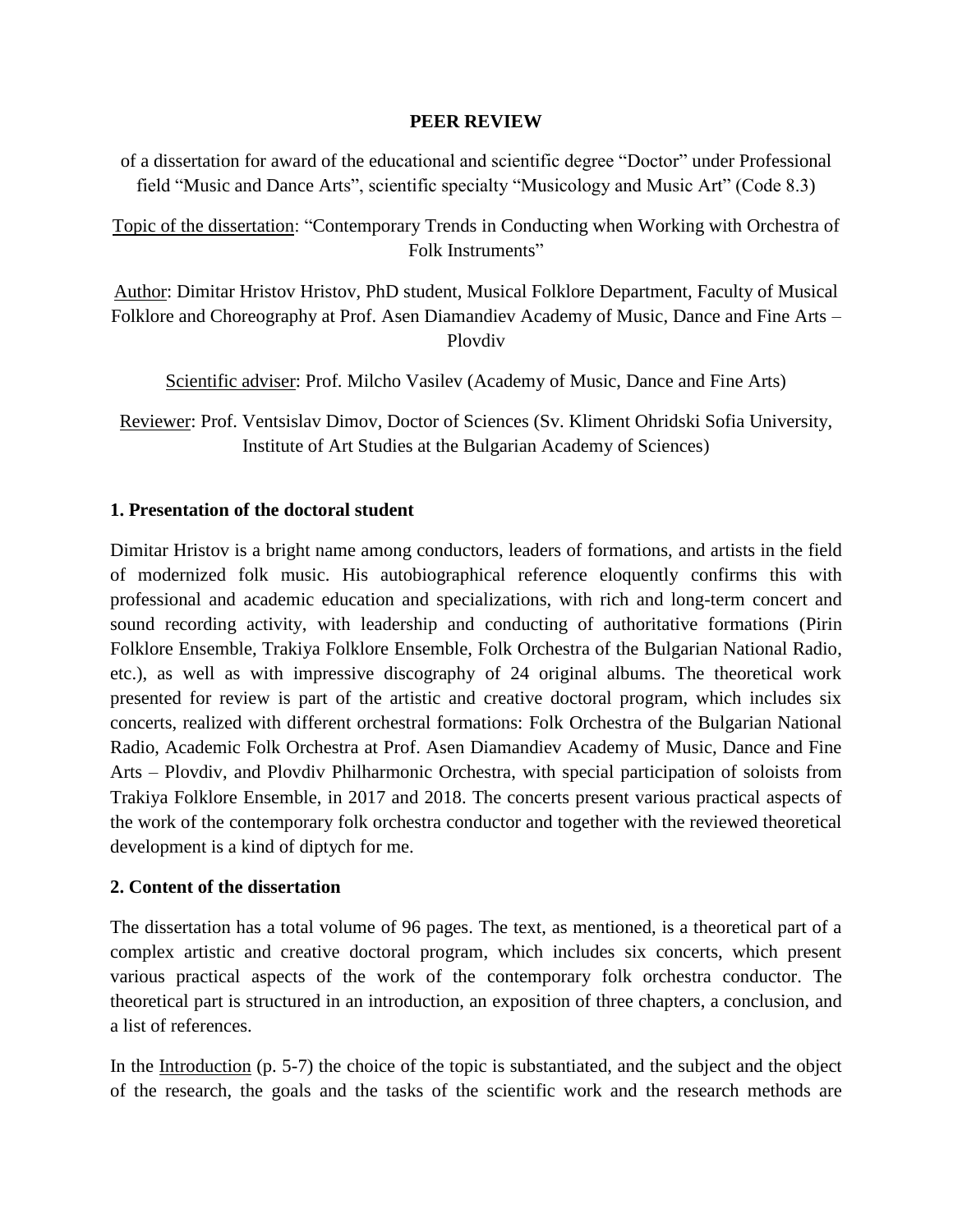# PEER REVIEW

of a dissertation for award of the educational and scientific degree "Doctor" under Professional field "Music and Dance Arts", scientific specialty "Musicology and Music Art" (Code 8.3)

Topic of the dissertation: "Contemporary Trends in Conducting when Working with Orchestra of Folk Instruments"

Author: Dimitar Hristov Hristov, PhD student, Musical Folklore Department, Faculty of Musical Folklore and Choreography at Prof. Asen Diamandiev Academy of Music, Dance and Fine Arts – Plovdiv

Scientific adviser: Prof. Milcho Vasilev (Academy of Music, Dance and Fine Arts)

Reviewer: Prof. Ventsislav Dimov, Doctor of Sciences (Sv. Kliment Ohridski Sofia University, Institute of Art Studies at the Bulgarian Academy of Sciences)

## 1. Presentation of the doctoral student

Dimitar Hristov is a bright name among conductors, leaders of formations, and artists in the field of modernized folk music. His autobiographical reference eloquently confirms this with professional and academic education and specializations, with rich and long-term concert and sound recording activity, with leadership and conducting of authoritative formations (Pirin Folklore Ensemble, Trakiya Folklore Ensemble, Folk Orchestra of the Bulgarian National Radio, etc.), as well as with impressive discography of 24 original albums. The theoretical work presented for review is part of the artistic and creative doctoral program, which includes six concerts, realized with different orchestral formations: Folk Orchestra of the Bulgarian National Radio, Academic Folk Orchestra at Prof. Asen Diamandiev Academy of Music, Dance and Fine Arts – Plovdiv, and Plovdiv Philharmonic Orchestra, with special participation of soloists from Trakiya Folklore Ensemble, in 2017 and 2018. The concerts present various practical aspects of the work of the contemporary folk orchestra conductor and together with the reviewed theoretical development is a kind of diptych for me.

## 2. Content of the dissertation

The dissertation has a total volume of 96 pages. The text, as mentioned, is a theoretical part of a complex artistic and creative doctoral program, which includes six concerts, which present various practical aspects of the work of the contemporary folk orchestra conductor. The theoretical part is structured in an introduction, an exposition of three chapters, a conclusion, and a list of references.

In the Introduction (p. 5-7) the choice of the topic is substantiated, and the subject and the object of the research, the goals and the tasks of the scientific work and the research methods are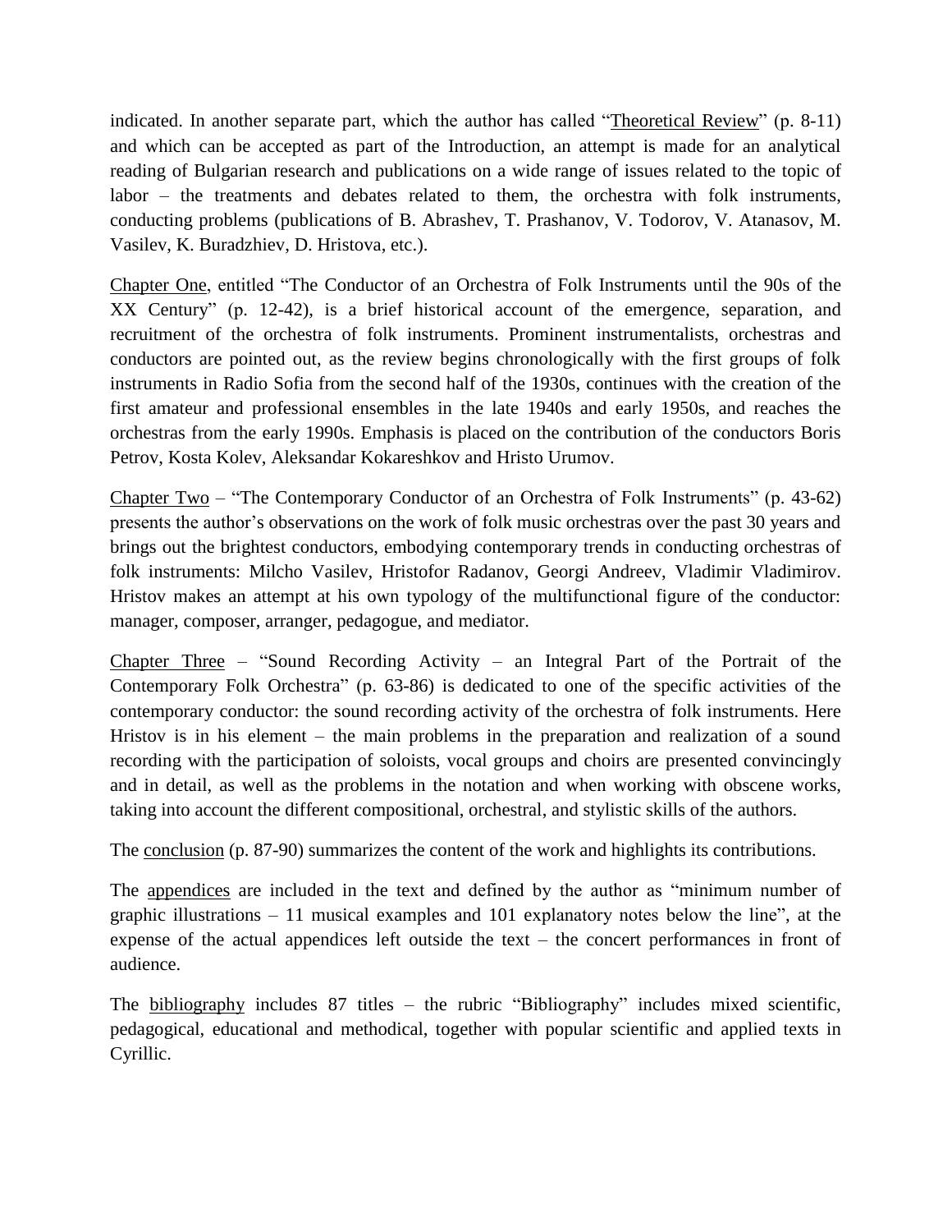indicated. In another separate part, which the author has called "<u>Theoretical Review</u>" (p. 8-11) and which can be accepted as part of the Introduction, an attempt is made for an analytical reading of Bulgarian research and publications on a wide range of issues related to the topic of labor – the treatments and debates related to them, the orchestra with folk instruments, conducting problems (publications of B. Abrashev, T. Prashanov, V. Todorov, V. Atanasov, M. Vasilev, K. Buradzhiev, D. Hristova, etc.).

<u>Chapter One</u>, entitled "The Conductor of an Orchestra of Folk Instruments until the 90s of the XX Century" (p. 12-42), is a brief historical account of the emergence, separation, and recruitment of the orchestra of folk instruments. Prominent instrumentalists, orchestras and conductors are pointed out, as the review begins chronologically with the first groups of folk instruments in Radio Sofia from the second half of the 1930s, continues with the creation of the first amateur and professional ensembles in the late 1940s and early 1950s, and reaches the orchestras from the early 1990s. Emphasis is placed on the contribution of the conductors Boris Petrov, Kosta Kolev, Aleksandar Kokareshkov and Hristo Urumov.

<u>Chapter Two</u> – "The Contemporary Conductor of an Orchestra of Folk Instruments" (p. 43-62) presents the author's observations on the work of folk music orchestras over the past 30 years and brings out the brightest conductors, embodying contemporary trends in conducting orchestras of folk instruments: Milcho Vasilev, Hristofor Radanov, Georgi Andreev, Vladimir Vladimirov. Hristov makes an attempt at his own typology of the multifunctional figure of the conductor: manager, composer, arranger, pedagogue, and mediator.

<u>Chapter Three</u> – "Sound Recording Activity – an Integral Part of the Portrait of the Contemporary Folk Orchestra" (p. 63-86) is dedicated to one of the specific activities of the contemporary conductor: the sound recording activity of the orchestra of folk instruments. Here Hristov is in his element – the main problems in the preparation and realization of a sound recording with the participation of soloists, vocal groups and choirs are presented convincingly and in detail, as well as the problems in the notation and when working with obscene works, taking into account the different compositional, orchestral, and stylistic skills of the authors.

The <u>conclusion</u> (p. 87-90) summarizes the content of the work and highlights its contributions.

The <u>appendices</u> are included in the text and defined by the author as "minimum number of graphic illustrations – 11 musical examples and 101 explanatory notes below the line", at the expense of the actual appendices left outside the text – the concert performances in front of audience.

The <u>bibliography</u> includes 87 titles – the rubric "Bibliography" includes mixed scientific, pedagogical, educational and methodical, together with popular scientific and applied texts in Cyrillic.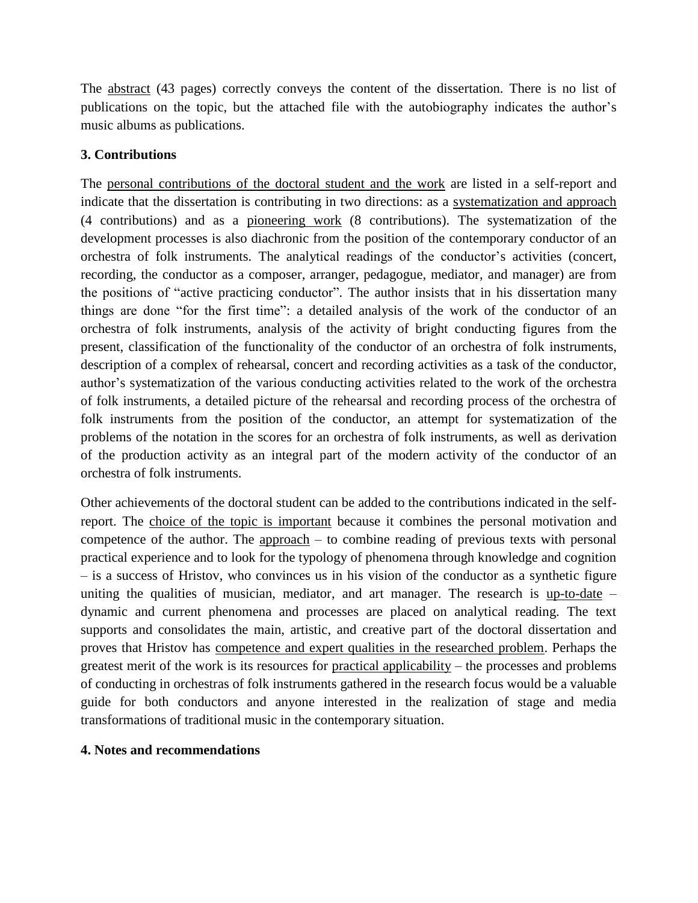The abstract (43 pages) correctly conveys the content of the dissertation. There is no list of publications on the topic, but the attached file with the autobiography indicates the author's music albums as publications.

### 3. Contributions

The personal contributions of the doctoral student and the work are listed in a self-report and indicate that the dissertation is contributing in two directions: as a systematization and approach (4 contributions) and as a pioneering work (8 contributions). The systematization of the development processes is also diachronic from the position of the contemporary conductor of an orchestra of folk instruments. The analytical readings of the conductor's activities (concert, recording, the conductor as a composer, arranger, pedagogue, mediator, and manager) are from the positions of "active practicing conductor". The author insists that in his dissertation many things are done "for the first time": a detailed analysis of the work of the conductor of an orchestra of folk instruments, analysis of the activity of bright conducting figures from the present, classification of the functionality of the conductor of an orchestra of folk instruments, description of a complex of rehearsal, concert and recording activities as a task of the conductor, author's systematization of the various conducting activities related to the work of the orchestra of folk instruments, a detailed picture of the rehearsal and recording process of the orchestra of folk instruments from the position of the conductor, an attempt for systematization of the problems of the notation in the scores for an orchestra of folk instruments, as well as derivation of the production activity as an integral part of the modern activity of the conductor of an orchestra of folk instruments.

Other achievements of the doctoral student can be added to the contributions indicated in the self-report. The choice of the topic is important because it combines the personal motivation and competence of the author. The approach – to combine reading of previous texts with personal practical experience and to look for the typology of phenomena through knowledge and cognition – is a success of Hristov, who convinces us in his vision of the conductor as a synthetic figure uniting the qualities of musician, mediator, and art manager. The research is up-to-date – dynamic and current phenomena and processes are placed on analytical reading. The text supports and consolidates the main, artistic, and creative part of the doctoral dissertation and proves that Hristov has competence and expert qualities in the researched problem. Perhaps the greatest merit of the work is its resources for practical applicability – the processes and problems of conducting in orchestras of folk instruments gathered in the research focus would be a valuable guide for both conductors and anyone interested in the realization of stage and media transformations of traditional music in the contemporary situation.

### 4. Notes and recommendations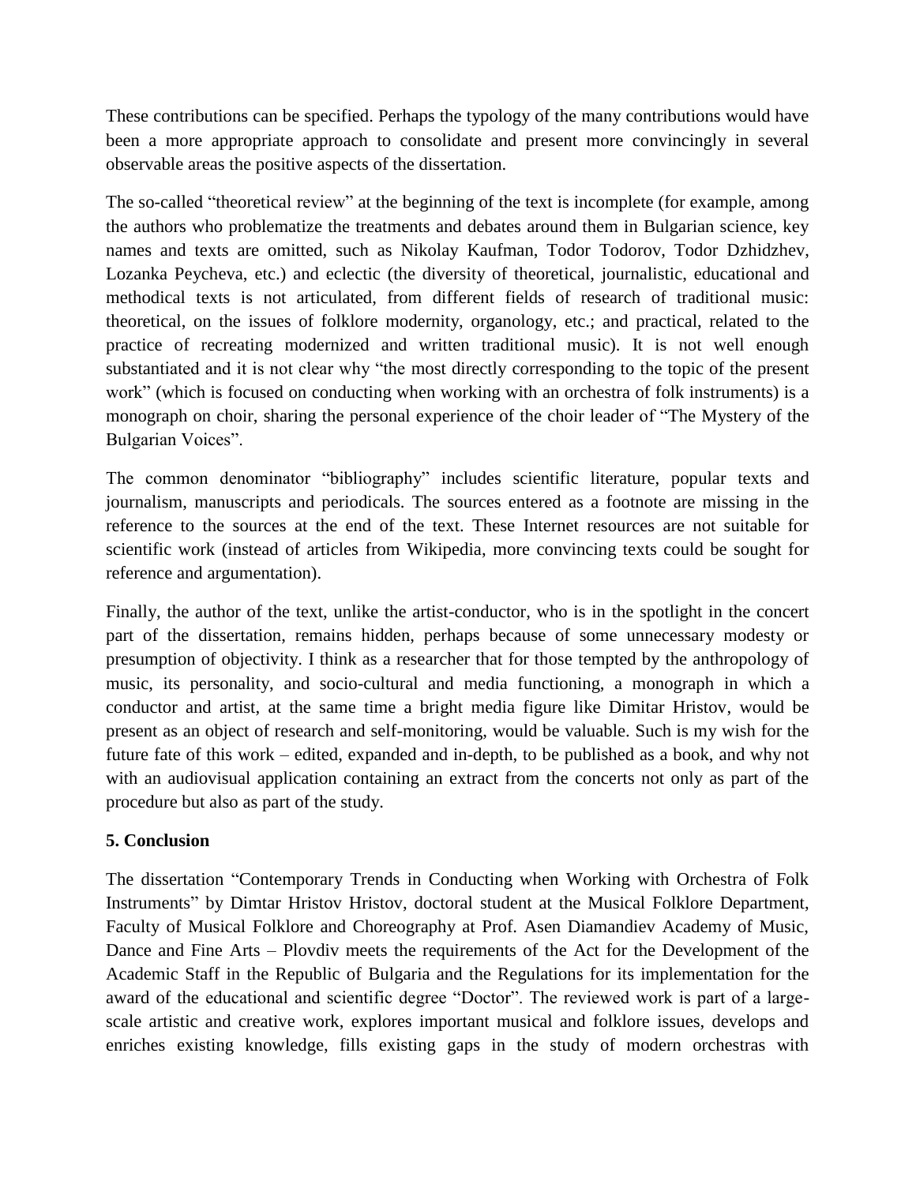These contributions can be specified. Perhaps the typology of the many contributions would have been a more appropriate approach to consolidate and present more convincingly in several observable areas the positive aspects of the dissertation.

The so-called "theoretical review" at the beginning of the text is incomplete (for example, among the authors who problematize the treatments and debates around them in Bulgarian science, key names and texts are omitted, such as Nikolay Kaufman, Todor Todorov, Todor Dzhidzhev, Lozanka Peycheva, etc.) and eclectic (the diversity of theoretical, journalistic, educational and methodical texts is not articulated, from different fields of research of traditional music: theoretical, on the issues of folklore modernity, organology, etc.; and practical, related to the practice of recreating modernized and written traditional music). It is not well enough substantiated and it is not clear why "the most directly corresponding to the topic of the present work" (which is focused on conducting when working with an orchestra of folk instruments) is a monograph on choir, sharing the personal experience of the choir leader of "The Mystery of the Bulgarian Voices".

The common denominator "bibliography" includes scientific literature, popular texts and journalism, manuscripts and periodicals. The sources entered as a footnote are missing in the reference to the sources at the end of the text. These Internet resources are not suitable for scientific work (instead of articles from Wikipedia, more convincing texts could be sought for reference and argumentation).

Finally, the author of the text, unlike the artist-conductor, who is in the spotlight in the concert part of the dissertation, remains hidden, perhaps because of some unnecessary modesty or presumption of objectivity. I think as a researcher that for those tempted by the anthropology of music, its personality, and socio-cultural and media functioning, a monograph in which a conductor and artist, at the same time a bright media figure like Dimitar Hristov, would be present as an object of research and self-monitoring, would be valuable. Such is my wish for the future fate of this work – edited, expanded and in-depth, to be published as a book, and why not with an audiovisual application containing an extract from the concerts not only as part of the procedure but also as part of the study.

**5. Conclusion**

The dissertation "Contemporary Trends in Conducting when Working with Orchestra of Folk Instruments" by Dimtar Hristov Hristov, doctoral student at the Musical Folklore Department, Faculty of Musical Folklore and Choreography at Prof. Asen Diamandiev Academy of Music, Dance and Fine Arts – Plovdiv meets the requirements of the Act for the Development of the Academic Staff in the Republic of Bulgaria and the Regulations for its implementation for the award of the educational and scientific degree "Doctor". The reviewed work is part of a large-scale artistic and creative work, explores important musical and folklore issues, develops and enriches existing knowledge, fills existing gaps in the study of modern orchestras with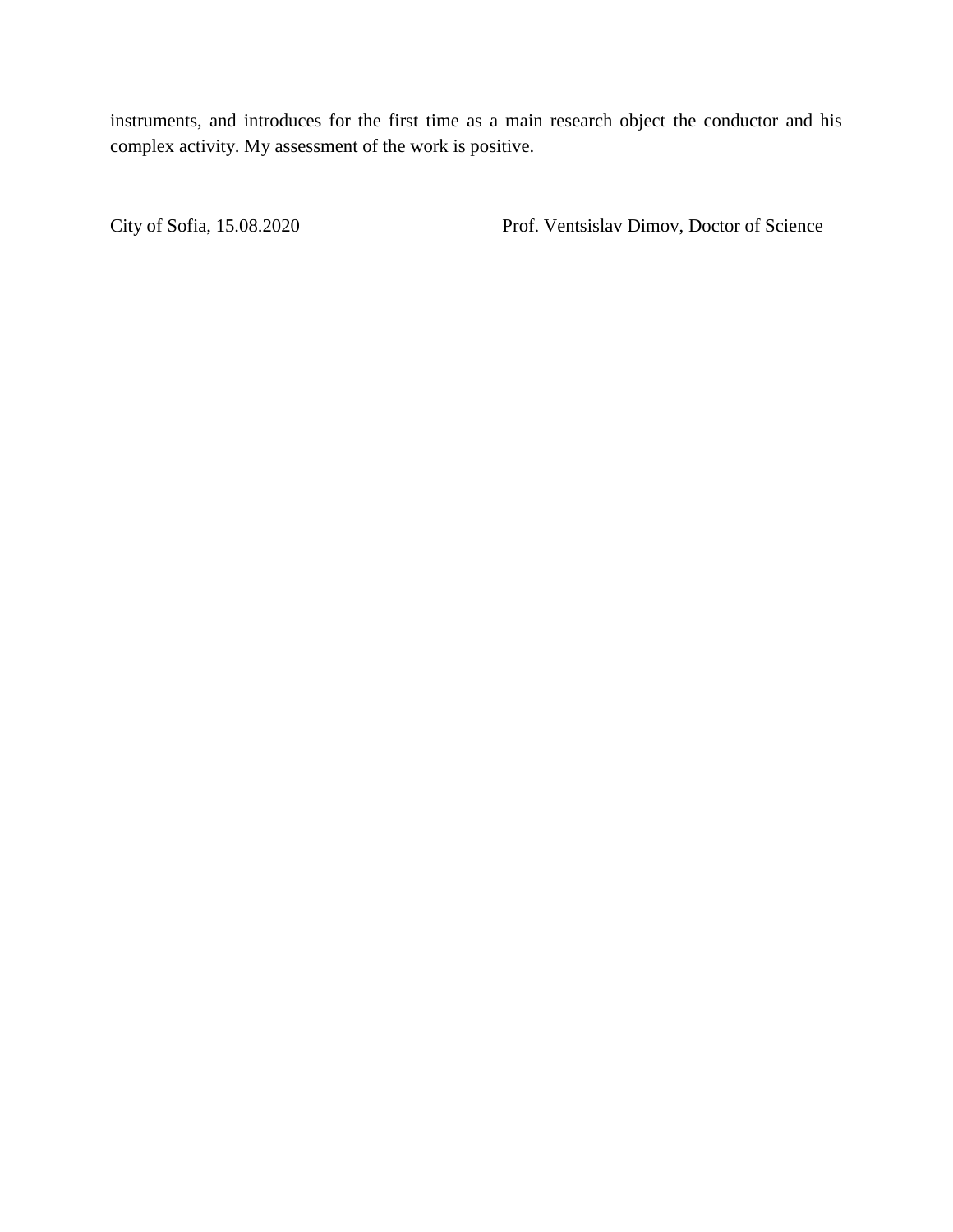instruments, and introduces for the first time as a main research object the conductor and his complex activity. My assessment of the work is positive.

City of Sofia, 15.08.2020 Prof. Ventsislav Dimov, Doctor of Science